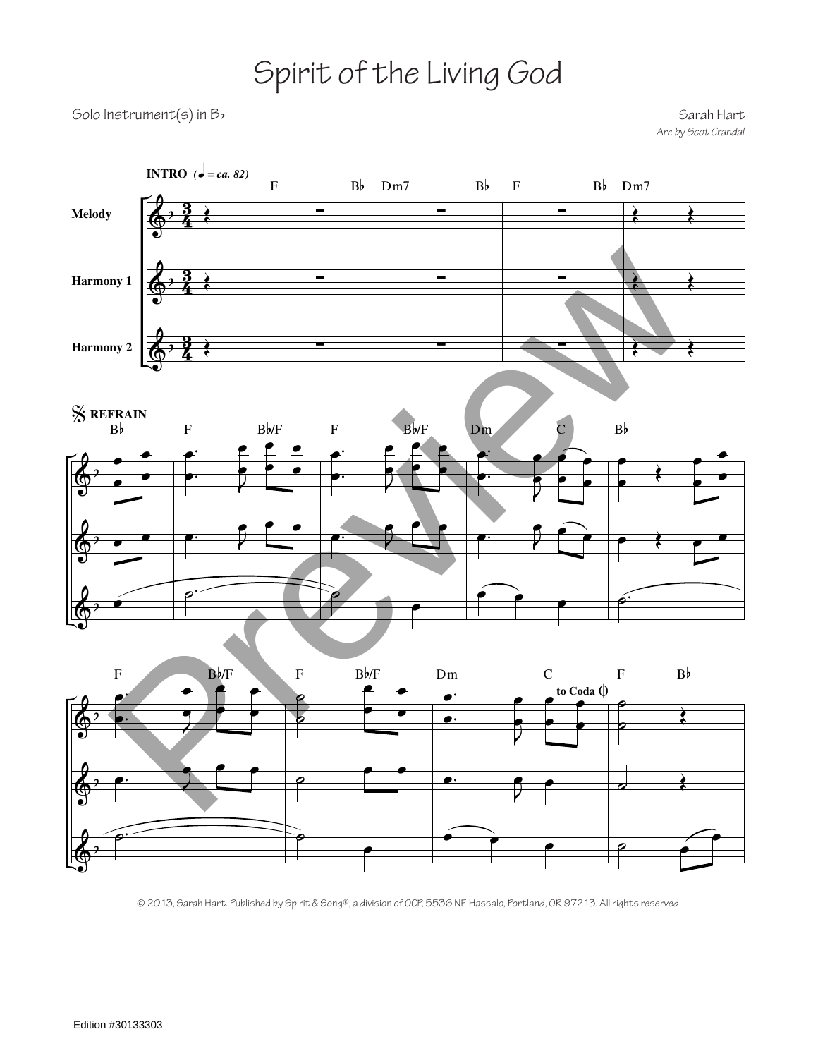# Spirit of the Living God

Solo Instrument(s) in B♭

Sarah Hart

*Arr. by Scot Crandal*

INTRO (♩ = ca. 82)

F B♭ Dm7 B♭ F B♭ Dm7

Melody

Harmony 1

Harmony 2

𝄋 REFRAIN

B♭ F B♭/F F B♭/F Dm C B♭

F B♭/F F B♭/F Dm C F B♭

to Coda ⊕

© 2013, Sarah Hart. Published by Spirit & Song®, a division of OCP, 5536 NE Hassalo, Portland, OR 97213. All rights reserved.

Edition #30133303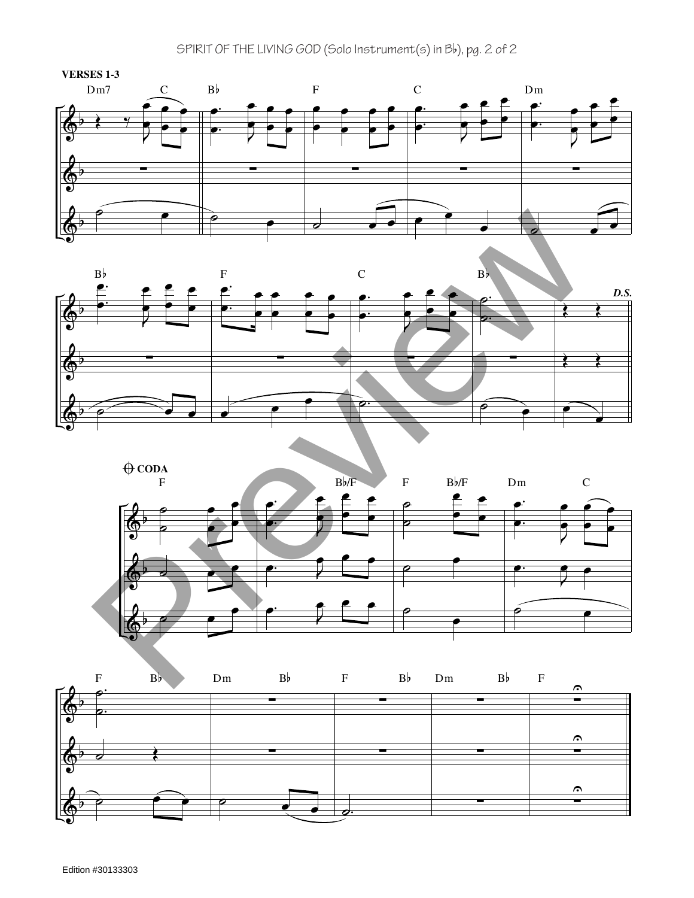**VERSES 1-3**

Dm7 C B♭ F C Dm

B♭ F C B♭

*D.S.*

CODA

F B♭/F F B♭/F Dm C

F B♭ Dm B♭ F B♭ Dm B♭ F

Edition #30133303